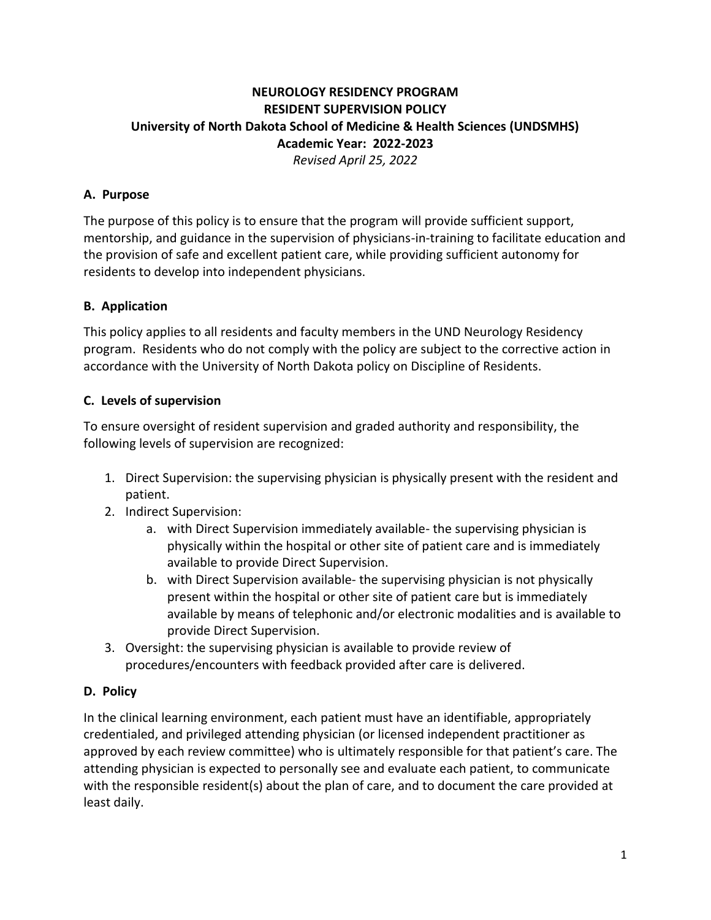# NEUROLOGY RESIDENCY PROGRAM
# RESIDENT SUPERVISION POLICY
## University of North Dakota School of Medicine & Health Sciences (UNDSMHS)
## Academic Year: 2022-2023

*Revised April 25, 2022*

### A. Purpose

The purpose of this policy is to ensure that the program will provide sufficient support, mentorship, and guidance in the supervision of physicians-in-training to facilitate education and the provision of safe and excellent patient care, while providing sufficient autonomy for residents to develop into independent physicians.

### B. Application

This policy applies to all residents and faculty members in the UND Neurology Residency program. Residents who do not comply with the policy are subject to the corrective action in accordance with the University of North Dakota policy on Discipline of Residents.

### C. Levels of supervision

To ensure oversight of resident supervision and graded authority and responsibility, the following levels of supervision are recognized:

1. Direct Supervision: the supervising physician is physically present with the resident and patient.
2. Indirect Supervision:
   a. with Direct Supervision immediately available- the supervising physician is physically within the hospital or other site of patient care and is immediately available to provide Direct Supervision.
   b. with Direct Supervision available- the supervising physician is not physically present within the hospital or other site of patient care but is immediately available by means of telephonic and/or electronic modalities and is available to provide Direct Supervision.
3. Oversight: the supervising physician is available to provide review of procedures/encounters with feedback provided after care is delivered.

### D. Policy

In the clinical learning environment, each patient must have an identifiable, appropriately credentialed, and privileged attending physician (or licensed independent practitioner as approved by each review committee) who is ultimately responsible for that patient's care. The attending physician is expected to personally see and evaluate each patient, to communicate with the responsible resident(s) about the plan of care, and to document the care provided at least daily.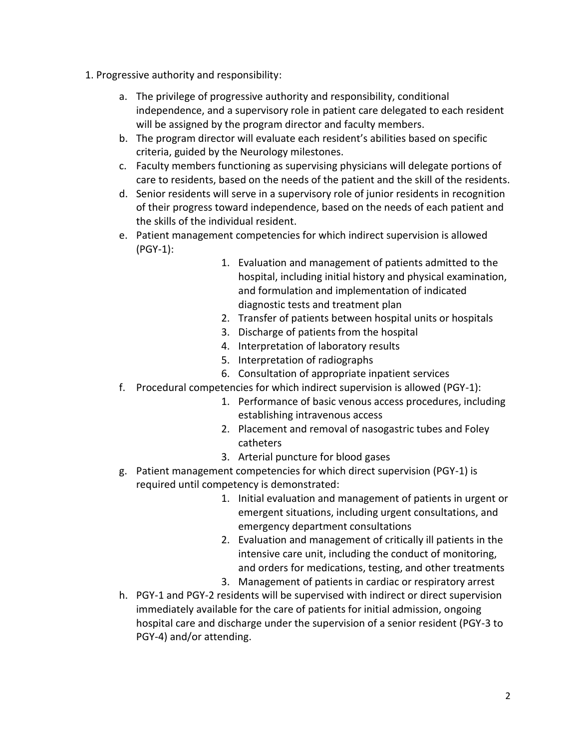1. Progressive authority and responsibility:

    a. The privilege of progressive authority and responsibility, conditional independence, and a supervisory role in patient care delegated to each resident will be assigned by the program director and faculty members.
    b. The program director will evaluate each resident's abilities based on specific criteria, guided by the Neurology milestones.
    c. Faculty members functioning as supervising physicians will delegate portions of care to residents, based on the needs of the patient and the skill of the residents.
    d. Senior residents will serve in a supervisory role of junior residents in recognition of their progress toward independence, based on the needs of each patient and the skills of the individual resident.
    e. Patient management competencies for which indirect supervision is allowed (PGY-1):
        1. Evaluation and management of patients admitted to the hospital, including initial history and physical examination, and formulation and implementation of indicated diagnostic tests and treatment plan
        2. Transfer of patients between hospital units or hospitals
        3. Discharge of patients from the hospital
        4. Interpretation of laboratory results
        5. Interpretation of radiographs
        6. Consultation of appropriate inpatient services
    f. Procedural competencies for which indirect supervision is allowed (PGY-1):
        1. Performance of basic venous access procedures, including establishing intravenous access
        2. Placement and removal of nasogastric tubes and Foley catheters
        3. Arterial puncture for blood gases
    g. Patient management competencies for which direct supervision (PGY-1) is required until competency is demonstrated:
        1. Initial evaluation and management of patients in urgent or emergent situations, including urgent consultations, and emergency department consultations
        2. Evaluation and management of critically ill patients in the intensive care unit, including the conduct of monitoring, and orders for medications, testing, and other treatments
        3. Management of patients in cardiac or respiratory arrest
    h. PGY-1 and PGY-2 residents will be supervised with indirect or direct supervision immediately available for the care of patients for initial admission, ongoing hospital care and discharge under the supervision of a senior resident (PGY-3 to PGY-4) and/or attending.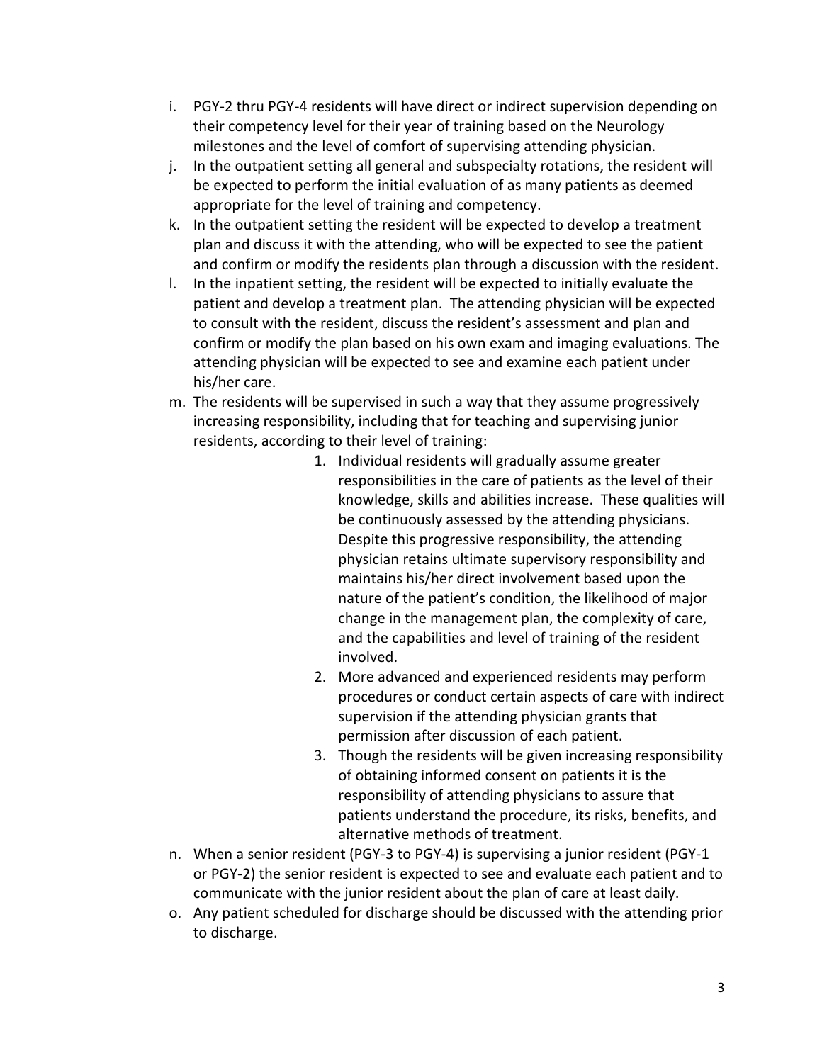i. PGY-2 thru PGY-4 residents will have direct or indirect supervision depending on their competency level for their year of training based on the Neurology milestones and the level of comfort of supervising attending physician.

j. In the outpatient setting all general and subspecialty rotations, the resident will be expected to perform the initial evaluation of as many patients as deemed appropriate for the level of training and competency.

k. In the outpatient setting the resident will be expected to develop a treatment plan and discuss it with the attending, who will be expected to see the patient and confirm or modify the residents plan through a discussion with the resident.

l. In the inpatient setting, the resident will be expected to initially evaluate the patient and develop a treatment plan. The attending physician will be expected to consult with the resident, discuss the resident's assessment and plan and confirm or modify the plan based on his own exam and imaging evaluations. The attending physician will be expected to see and examine each patient under his/her care.

m. The residents will be supervised in such a way that they assume progressively increasing responsibility, including that for teaching and supervising junior residents, according to their level of training:

   1. Individual residents will gradually assume greater responsibilities in the care of patients as the level of their knowledge, skills and abilities increase. These qualities will be continuously assessed by the attending physicians. Despite this progressive responsibility, the attending physician retains ultimate supervisory responsibility and maintains his/her direct involvement based upon the nature of the patient's condition, the likelihood of major change in the management plan, the complexity of care, and the capabilities and level of training of the resident involved.
   2. More advanced and experienced residents may perform procedures or conduct certain aspects of care with indirect supervision if the attending physician grants that permission after discussion of each patient.
   3. Though the residents will be given increasing responsibility of obtaining informed consent on patients it is the responsibility of attending physicians to assure that patients understand the procedure, its risks, benefits, and alternative methods of treatment.

n. When a senior resident (PGY-3 to PGY-4) is supervising a junior resident (PGY-1 or PGY-2) the senior resident is expected to see and evaluate each patient and to communicate with the junior resident about the plan of care at least daily.

o. Any patient scheduled for discharge should be discussed with the attending prior to discharge.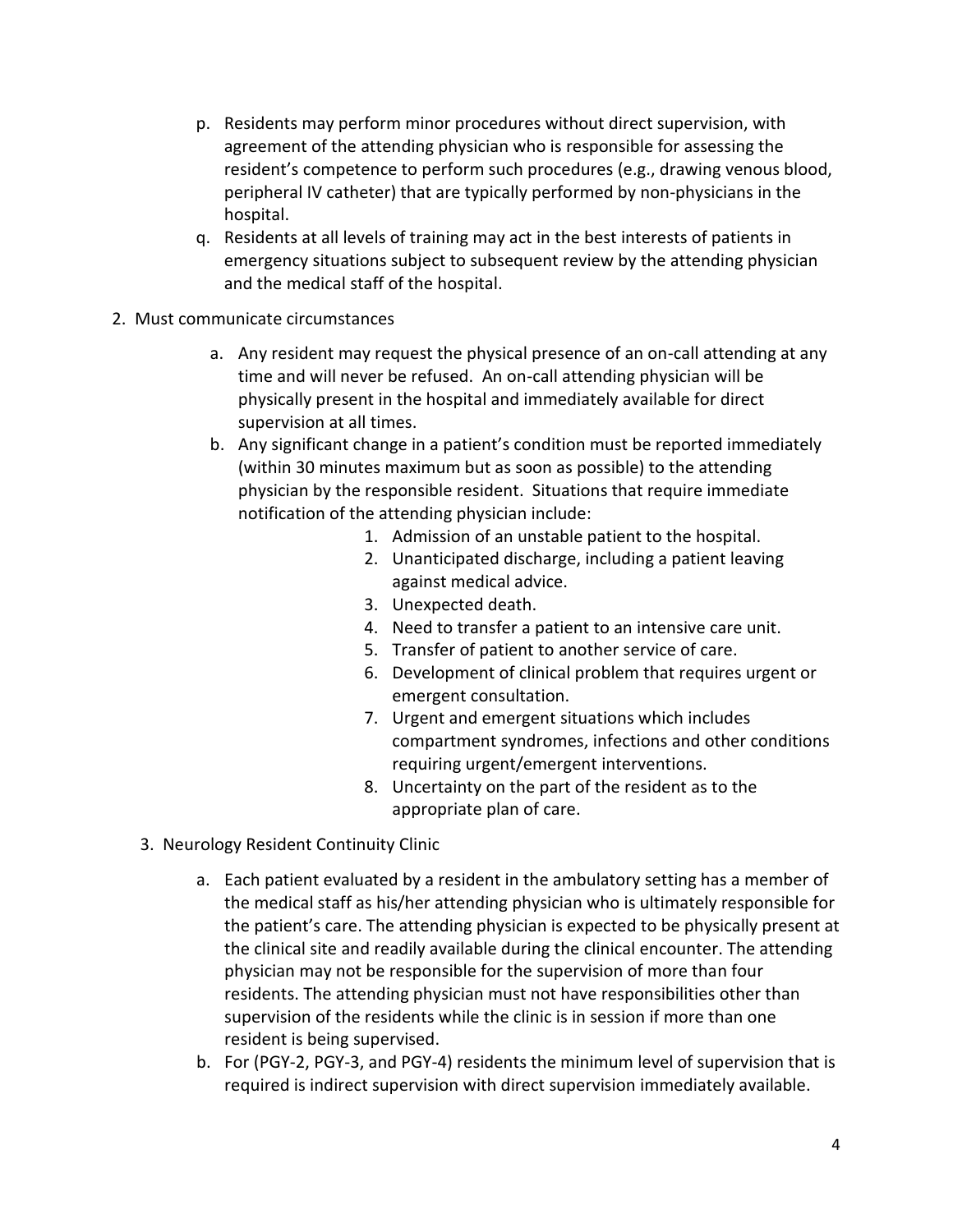p. Residents may perform minor procedures without direct supervision, with agreement of the attending physician who is responsible for assessing the resident's competence to perform such procedures (e.g., drawing venous blood, peripheral IV catheter) that are typically performed by non-physicians in the hospital.

q. Residents at all levels of training may act in the best interests of patients in emergency situations subject to subsequent review by the attending physician and the medical staff of the hospital.

2. Must communicate circumstances

   a. Any resident may request the physical presence of an on-call attending at any time and will never be refused. An on-call attending physician will be physically present in the hospital and immediately available for direct supervision at all times.

   b. Any significant change in a patient's condition must be reported immediately (within 30 minutes maximum but as soon as possible) to the attending physician by the responsible resident. Situations that require immediate notification of the attending physician include:

      1. Admission of an unstable patient to the hospital.
      2. Unanticipated discharge, including a patient leaving against medical advice.
      3. Unexpected death.
      4. Need to transfer a patient to an intensive care unit.
      5. Transfer of patient to another service of care.
      6. Development of clinical problem that requires urgent or emergent consultation.
      7. Urgent and emergent situations which includes compartment syndromes, infections and other conditions requiring urgent/emergent interventions.
      8. Uncertainty on the part of the resident as to the appropriate plan of care.

3. Neurology Resident Continuity Clinic

   a. Each patient evaluated by a resident in the ambulatory setting has a member of the medical staff as his/her attending physician who is ultimately responsible for the patient's care. The attending physician is expected to be physically present at the clinical site and readily available during the clinical encounter. The attending physician may not be responsible for the supervision of more than four residents. The attending physician must not have responsibilities other than supervision of the residents while the clinic is in session if more than one resident is being supervised.

   b. For (PGY-2, PGY-3, and PGY-4) residents the minimum level of supervision that is required is indirect supervision with direct supervision immediately available.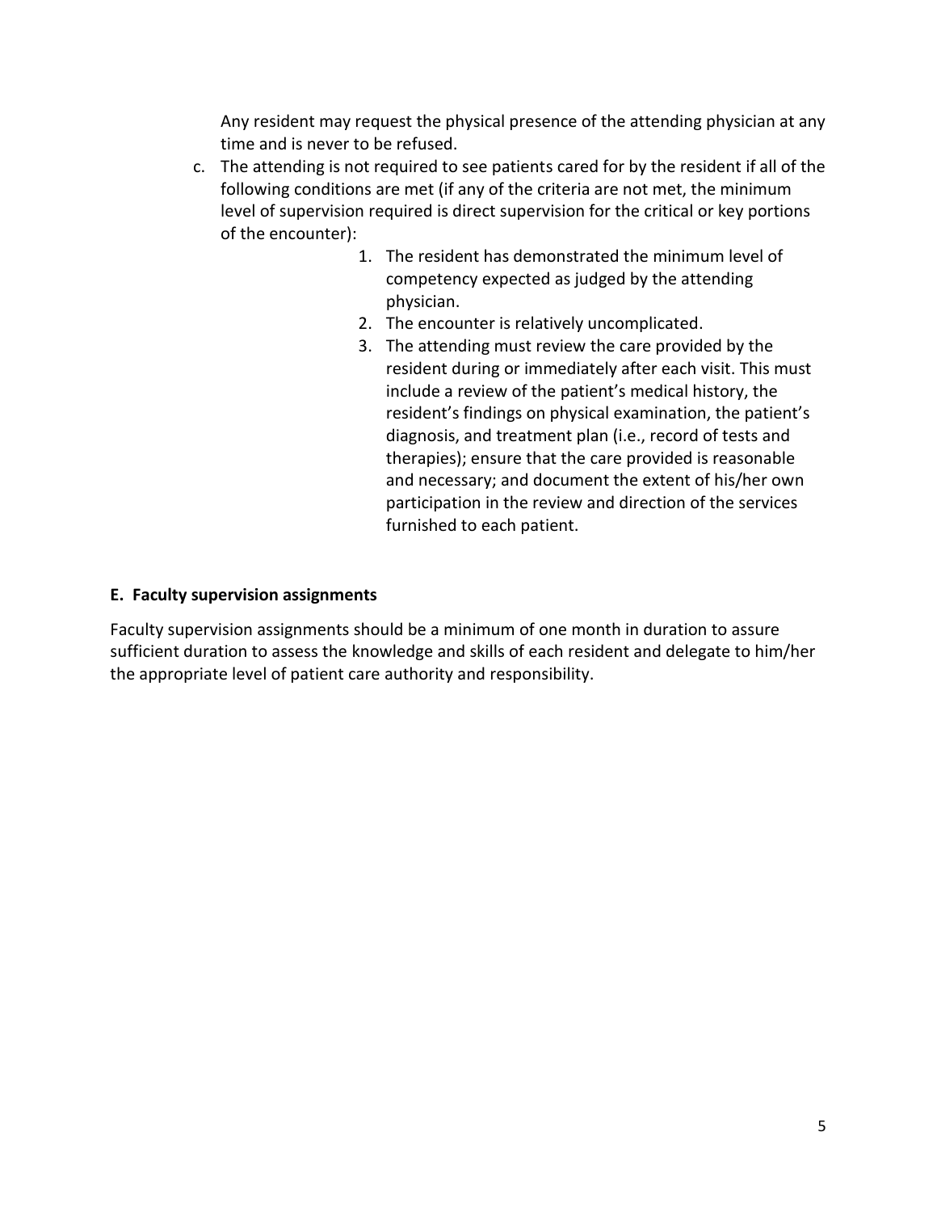Any resident may request the physical presence of the attending physician at any time and is never to be refused.

c. The attending is not required to see patients cared for by the resident if all of the following conditions are met (if any of the criteria are not met, the minimum level of supervision required is direct supervision for the critical or key portions of the encounter):

    1. The resident has demonstrated the minimum level of competency expected as judged by the attending physician.
    2. The encounter is relatively uncomplicated.
    3. The attending must review the care provided by the resident during or immediately after each visit. This must include a review of the patient's medical history, the resident's findings on physical examination, the patient's diagnosis, and treatment plan (i.e., record of tests and therapies); ensure that the care provided is reasonable and necessary; and document the extent of his/her own participation in the review and direction of the services furnished to each patient.

**E. Faculty supervision assignments**

Faculty supervision assignments should be a minimum of one month in duration to assure sufficient duration to assess the knowledge and skills of each resident and delegate to him/her the appropriate level of patient care authority and responsibility.